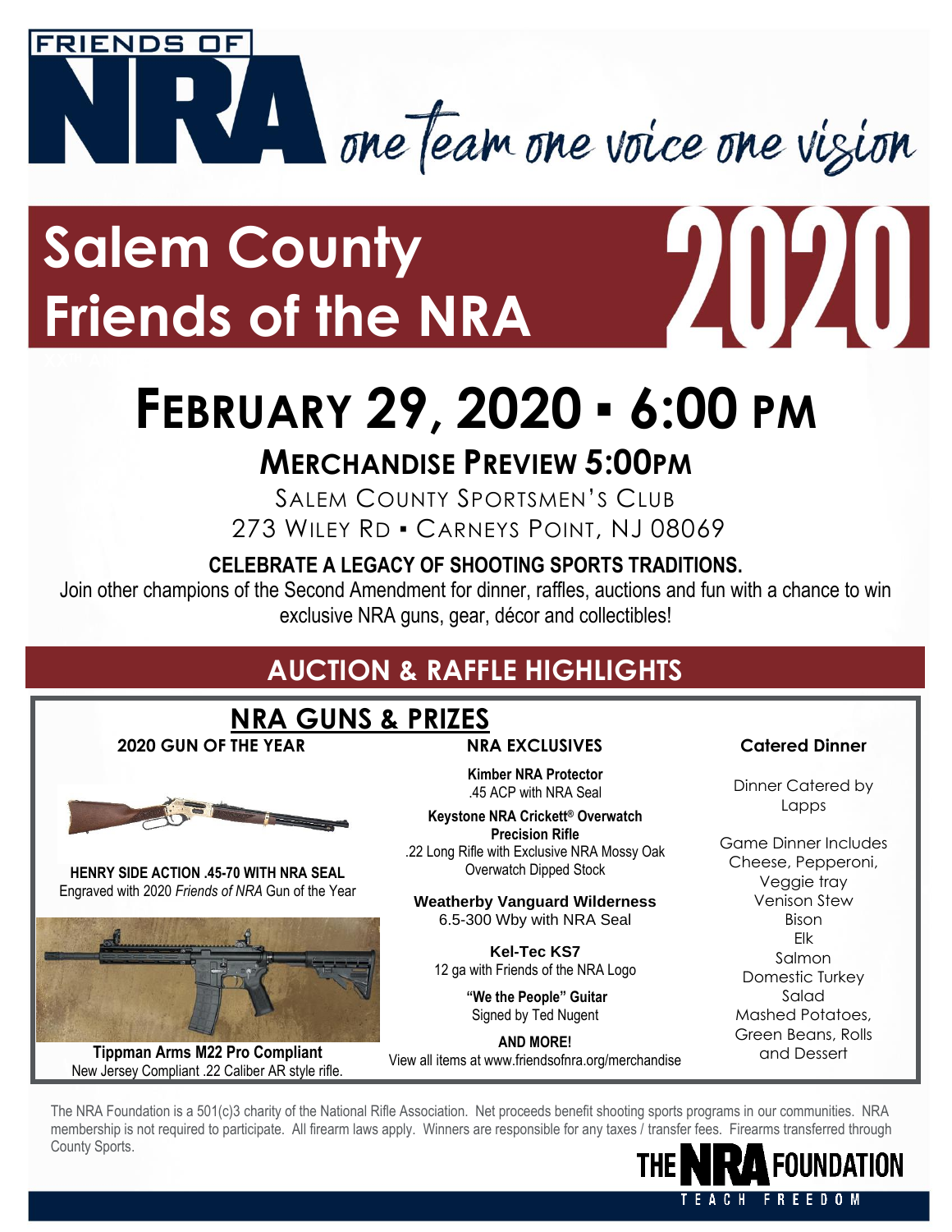FRIENDS OF NRA

*one team one voice one vision*

# Salem County Friends of the NRA 2020

# FEBRUARY 29, 2020 ▪ 6:00 PM

## MERCHANDISE PREVIEW 5:00PM

SALEM COUNTY SPORTSMEN'S CLUB
273 WILEY RD ▪ CARNEYS POINT, NJ 08069

**CELEBRATE A LEGACY OF SHOOTING SPORTS TRADITIONS.**

Join other champions of the Second Amendment for dinner, raffles, auctions and fun with a chance to win exclusive NRA guns, gear, décor and collectibles!

## AUCTION & RAFFLE HIGHLIGHTS

### NRA GUNS & PRIZES

**2020 GUN OF THE YEAR**

**HENRY SIDE ACTION .45-70 WITH NRA SEAL**
Engraved with 2020 *Friends of NRA* Gun of the Year

**Tippman Arms M22 Pro Compliant**
New Jersey Compliant .22 Caliber AR style rifle.

**NRA EXCLUSIVES**

**Kimber NRA Protector**
.45 ACP with NRA Seal

**Keystone NRA Crickett® Overwatch Precision Rifle**
.22 Long Rifle with Exclusive NRA Mossy Oak Overwatch Dipped Stock

**Weatherby Vanguard Wilderness**
6.5-300 Wby with NRA Seal

**Kel-Tec KS7**
12 ga with Friends of the NRA Logo

**"We the People" Guitar**
Signed by Ted Nugent

**AND MORE!**
View all items at www.friendsofnra.org/merchandise

**Catered Dinner**

Dinner Catered by Lapps

Game Dinner Includes
Cheese, Pepperoni,
Veggie tray
Venison Stew
Bison
Elk
Salmon
Domestic Turkey
Salad
Mashed Potatoes,
Green Beans, Rolls
and Dessert

The NRA Foundation is a 501(c)3 charity of the National Rifle Association. Net proceeds benefit shooting sports programs in our communities. NRA membership is not required to participate. All firearm laws apply. Winners are responsible for any taxes / transfer fees. Firearms transferred through County Sports.

THE NRA FOUNDATION
TEACH FREEDOM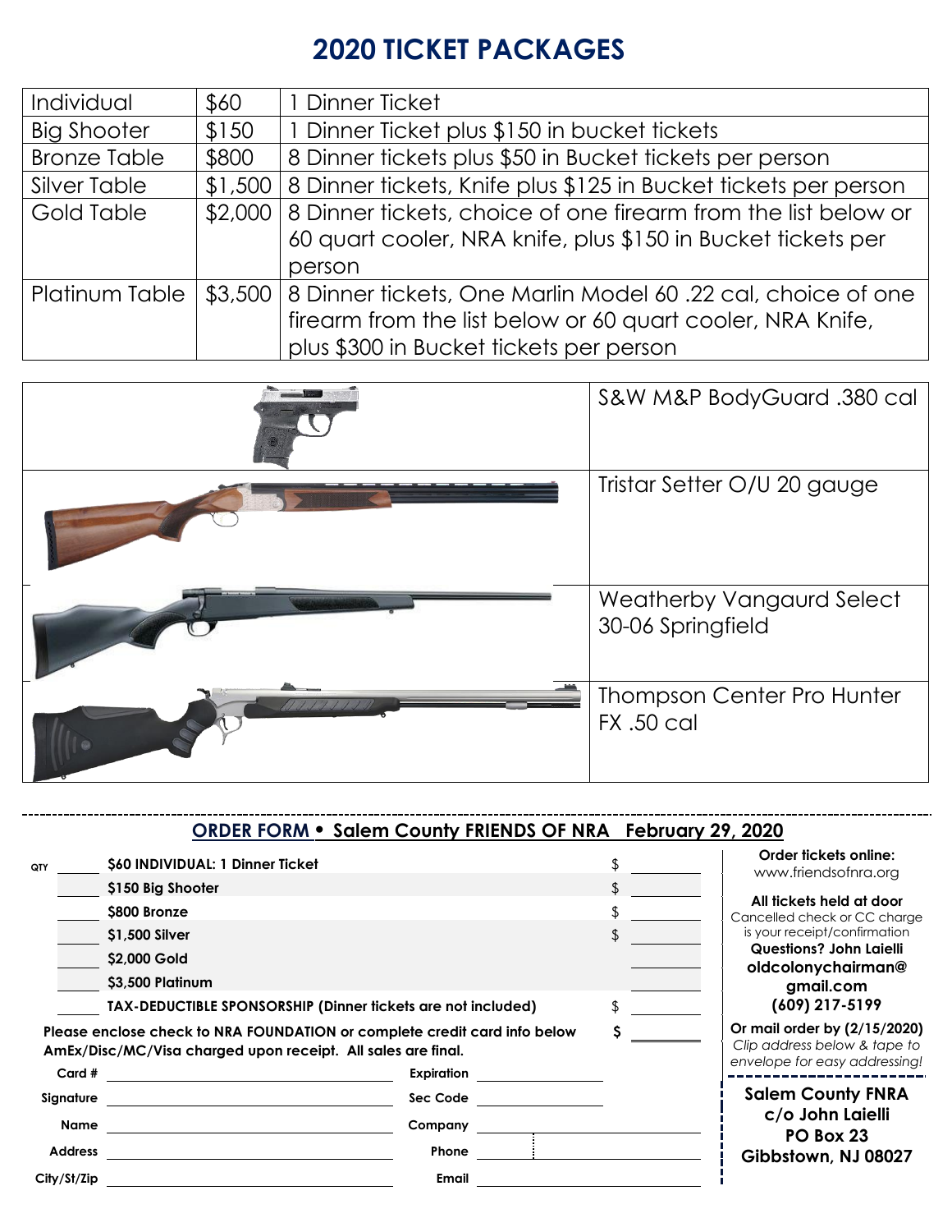# 2020 TICKET PACKAGES

| | | |
|---|---|---|
| Individual | $60 | 1 Dinner Ticket |
| Big Shooter | $150 | 1 Dinner Ticket plus $150 in bucket tickets |
| Bronze Table | $800 | 8 Dinner tickets plus $50 in Bucket tickets per person |
| Silver Table | $1,500 | 8 Dinner tickets, Knife plus $125 in Bucket tickets per person |
| Gold Table | $2,000 | 8 Dinner tickets, choice of one firearm from the list below or 60 quart cooler, NRA knife, plus $150 in Bucket tickets per person |
| Platinum Table | $3,500 | 8 Dinner tickets, One Marlin Model 60 .22 cal, choice of one firearm from the list below or 60 quart cooler, NRA Knife, plus $300 in Bucket tickets per person |

| | |
|---|---|
| | S&W M&P BodyGuard .380 cal |
| | Tristar Setter O/U 20 gauge |
| | Weatherby Vangaurd Select 30-06 Springfield |
| | Thompson Center Pro Hunter FX .50 cal |

## ORDER FORM • Salem County FRIENDS OF NRA February 29, 2020

| QTY | | |
|---|---|---|
| ______ | $60 INDIVIDUAL: 1 Dinner Ticket | $ ______ |
| ______ | $150 Big Shooter | $ ______ |
| ______ | $800 Bronze | $ ______ |
| ______ | $1,500 Silver | $ ______ |
| ______ | $2,000 Gold | ______ |
| ______ | $3,500 Platinum | ______ |
| ______ | TAX-DEDUCTIBLE SPONSORSHIP (Dinner tickets are not included) | $ ______ |

**Please enclose check to NRA FOUNDATION or complete credit card info below**
**AmEx/Disc/MC/Visa charged upon receipt. All sales are final.** **$ ______**

Card # ______________________ Expiration ______________

Signature ______________________ Sec Code ______________

Name ______________________ Company ______________

Address ______________________ Phone ______________

City/St/Zip ______________________ Email ______________

**Order tickets online:**
www.friendsofnra.org

**All tickets held at door**
Cancelled check or CC charge is your receipt/confirmation
**Questions? John Laielli**
**oldcolonychairman@gmail.com**
**(609) 217-5199**

**Or mail order by (2/15/2020)**
*Clip address below & tape to envelope for easy addressing!*

**Salem County FNRA**
**c/o John Laielli**
**PO Box 23**
**Gibbstown, NJ 08027**